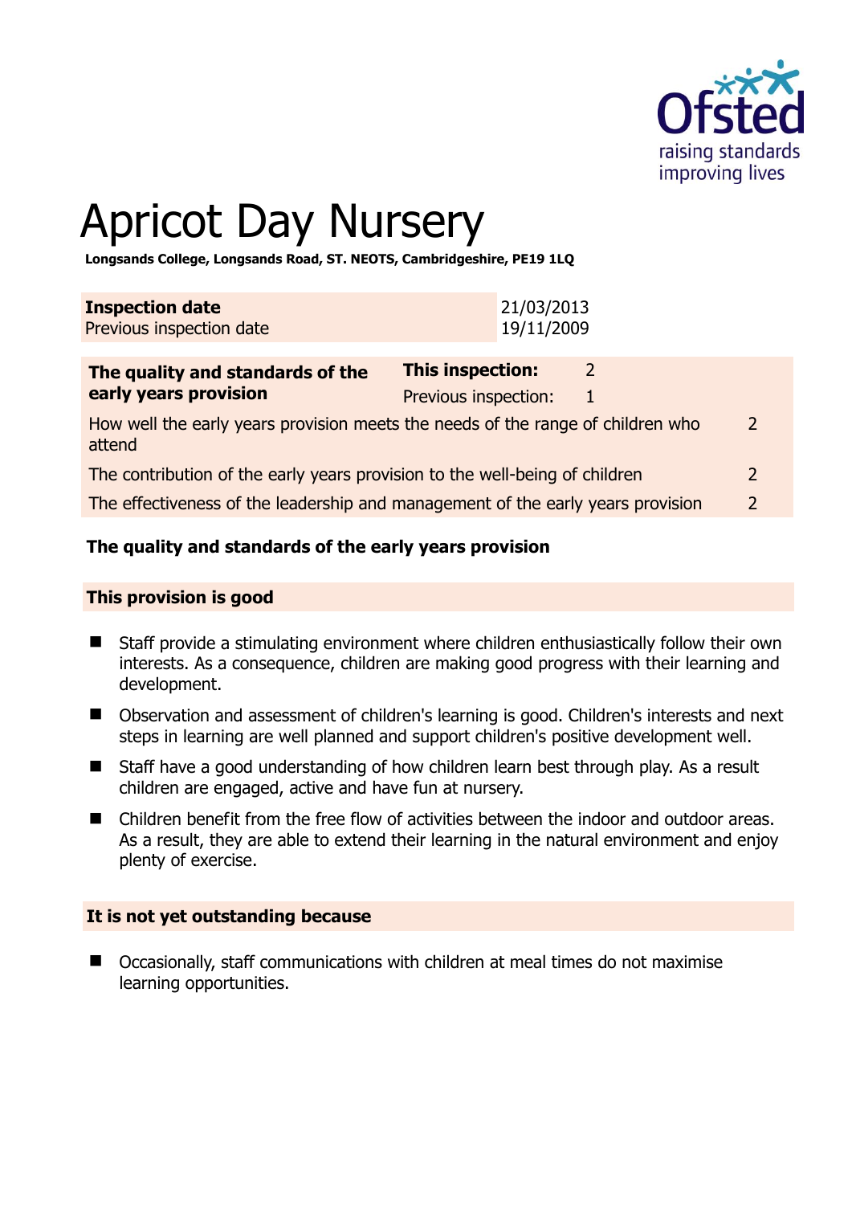# Apricot Day Nursery

**Longsands College, Longsands Road, ST. NEOTS, Cambridgeshire, PE19 1LQ**

| | |
|---|---|
| **Inspection date** | 21/03/2013 |
| Previous inspection date | 19/11/2009 |

| | | |
|---|---|---|
| **The quality and standards of the early years provision** | **This inspection:** | 2 |
| | Previous inspection: | 1 |
| How well the early years provision meets the needs of the range of children who attend | | 2 |
| The contribution of the early years provision to the well-being of children | | 2 |
| The effectiveness of the leadership and management of the early years provision | | 2 |

## The quality and standards of the early years provision

### This provision is good

- Staff provide a stimulating environment where children enthusiastically follow their own interests. As a consequence, children are making good progress with their learning and development.
- Observation and assessment of children's learning is good. Children's interests and next steps in learning are well planned and support children's positive development well.
- Staff have a good understanding of how children learn best through play. As a result children are engaged, active and have fun at nursery.
- Children benefit from the free flow of activities between the indoor and outdoor areas. As a result, they are able to extend their learning in the natural environment and enjoy plenty of exercise.

### It is not yet outstanding because

- Occasionally, staff communications with children at meal times do not maximise learning opportunities.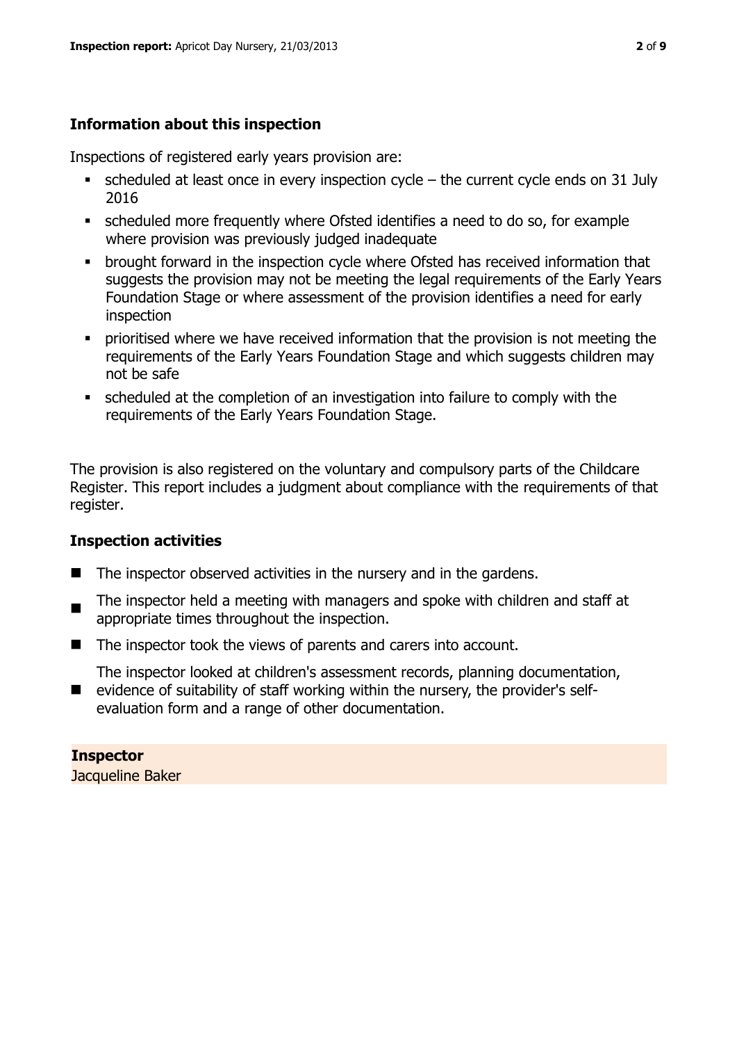### Information about this inspection

Inspections of registered early years provision are:

- scheduled at least once in every inspection cycle – the current cycle ends on 31 July 2016
- scheduled more frequently where Ofsted identifies a need to do so, for example where provision was previously judged inadequate
- brought forward in the inspection cycle where Ofsted has received information that suggests the provision may not be meeting the legal requirements of the Early Years Foundation Stage or where assessment of the provision identifies a need for early inspection
- prioritised where we have received information that the provision is not meeting the requirements of the Early Years Foundation Stage and which suggests children may not be safe
- scheduled at the completion of an investigation into failure to comply with the requirements of the Early Years Foundation Stage.

The provision is also registered on the voluntary and compulsory parts of the Childcare Register. This report includes a judgment about compliance with the requirements of that register.

### Inspection activities

- The inspector observed activities in the nursery and in the gardens.
- The inspector held a meeting with managers and spoke with children and staff at appropriate times throughout the inspection.
- The inspector took the views of parents and carers into account.
- The inspector looked at children's assessment records, planning documentation, evidence of suitability of staff working within the nursery, the provider's self-evaluation form and a range of other documentation.

**Inspector**
Jacqueline Baker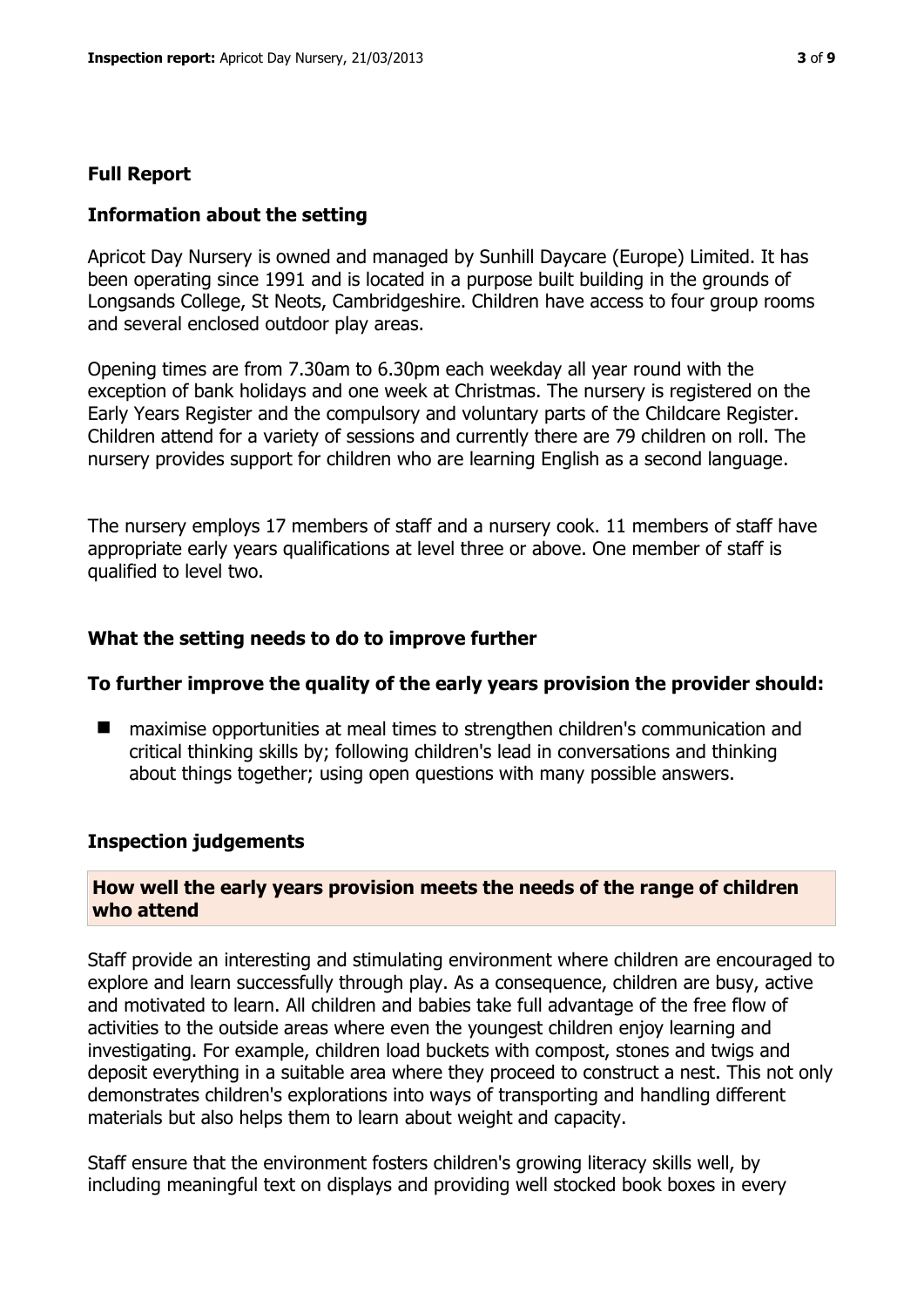## Full Report

### Information about the setting

Apricot Day Nursery is owned and managed by Sunhill Daycare (Europe) Limited. It has been operating since 1991 and is located in a purpose built building in the grounds of Longsands College, St Neots, Cambridgeshire. Children have access to four group rooms and several enclosed outdoor play areas.

Opening times are from 7.30am to 6.30pm each weekday all year round with the exception of bank holidays and one week at Christmas. The nursery is registered on the Early Years Register and the compulsory and voluntary parts of the Childcare Register. Children attend for a variety of sessions and currently there are 79 children on roll. The nursery provides support for children who are learning English as a second language.

The nursery employs 17 members of staff and a nursery cook. 11 members of staff have appropriate early years qualifications at level three or above. One member of staff is qualified to level two.

### What the setting needs to do to improve further

#### To further improve the quality of the early years provision the provider should:

- maximise opportunities at meal times to strengthen children's communication and critical thinking skills by; following children's lead in conversations and thinking about things together; using open questions with many possible answers.

### Inspection judgements

#### How well the early years provision meets the needs of the range of children who attend

Staff provide an interesting and stimulating environment where children are encouraged to explore and learn successfully through play. As a consequence, children are busy, active and motivated to learn. All children and babies take full advantage of the free flow of activities to the outside areas where even the youngest children enjoy learning and investigating. For example, children load buckets with compost, stones and twigs and deposit everything in a suitable area where they proceed to construct a nest. This not only demonstrates children's explorations into ways of transporting and handling different materials but also helps them to learn about weight and capacity.

Staff ensure that the environment fosters children's growing literacy skills well, by including meaningful text on displays and providing well stocked book boxes in every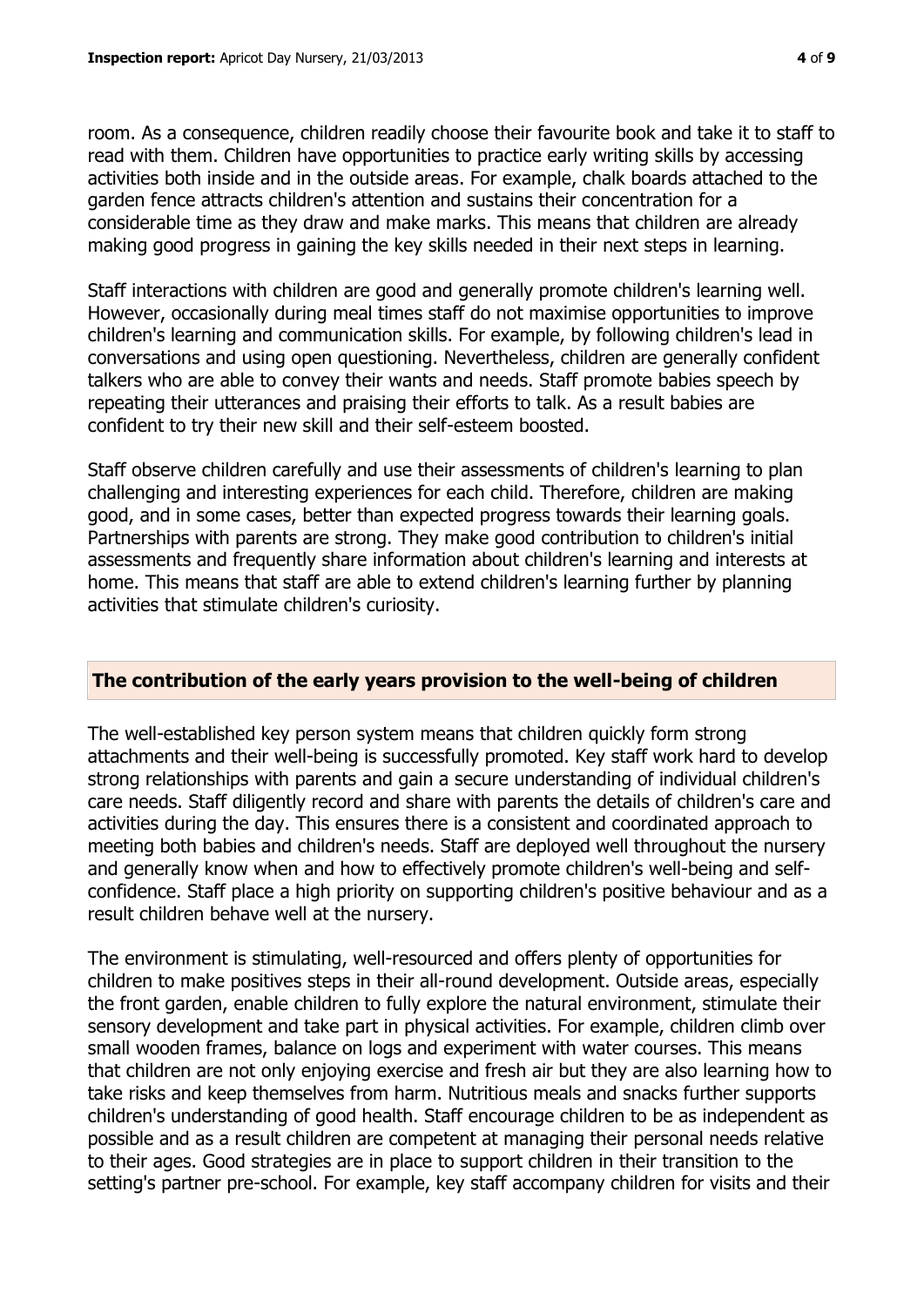room. As a consequence, children readily choose their favourite book and take it to staff to read with them. Children have opportunities to practice early writing skills by accessing activities both inside and in the outside areas. For example, chalk boards attached to the garden fence attracts children's attention and sustains their concentration for a considerable time as they draw and make marks. This means that children are already making good progress in gaining the key skills needed in their next steps in learning.

Staff interactions with children are good and generally promote children's learning well. However, occasionally during meal times staff do not maximise opportunities to improve children's learning and communication skills. For example, by following children's lead in conversations and using open questioning. Nevertheless, children are generally confident talkers who are able to convey their wants and needs. Staff promote babies speech by repeating their utterances and praising their efforts to talk. As a result babies are confident to try their new skill and their self-esteem boosted.

Staff observe children carefully and use their assessments of children's learning to plan challenging and interesting experiences for each child. Therefore, children are making good, and in some cases, better than expected progress towards their learning goals. Partnerships with parents are strong. They make good contribution to children's initial assessments and frequently share information about children's learning and interests at home. This means that staff are able to extend children's learning further by planning activities that stimulate children's curiosity.

## The contribution of the early years provision to the well-being of children

The well-established key person system means that children quickly form strong attachments and their well-being is successfully promoted. Key staff work hard to develop strong relationships with parents and gain a secure understanding of individual children's care needs. Staff diligently record and share with parents the details of children's care and activities during the day. This ensures there is a consistent and coordinated approach to meeting both babies and children's needs. Staff are deployed well throughout the nursery and generally know when and how to effectively promote children's well-being and self-confidence. Staff place a high priority on supporting children's positive behaviour and as a result children behave well at the nursery.

The environment is stimulating, well-resourced and offers plenty of opportunities for children to make positives steps in their all-round development. Outside areas, especially the front garden, enable children to fully explore the natural environment, stimulate their sensory development and take part in physical activities. For example, children climb over small wooden frames, balance on logs and experiment with water courses. This means that children are not only enjoying exercise and fresh air but they are also learning how to take risks and keep themselves from harm. Nutritious meals and snacks further supports children's understanding of good health. Staff encourage children to be as independent as possible and as a result children are competent at managing their personal needs relative to their ages. Good strategies are in place to support children in their transition to the setting's partner pre-school. For example, key staff accompany children for visits and their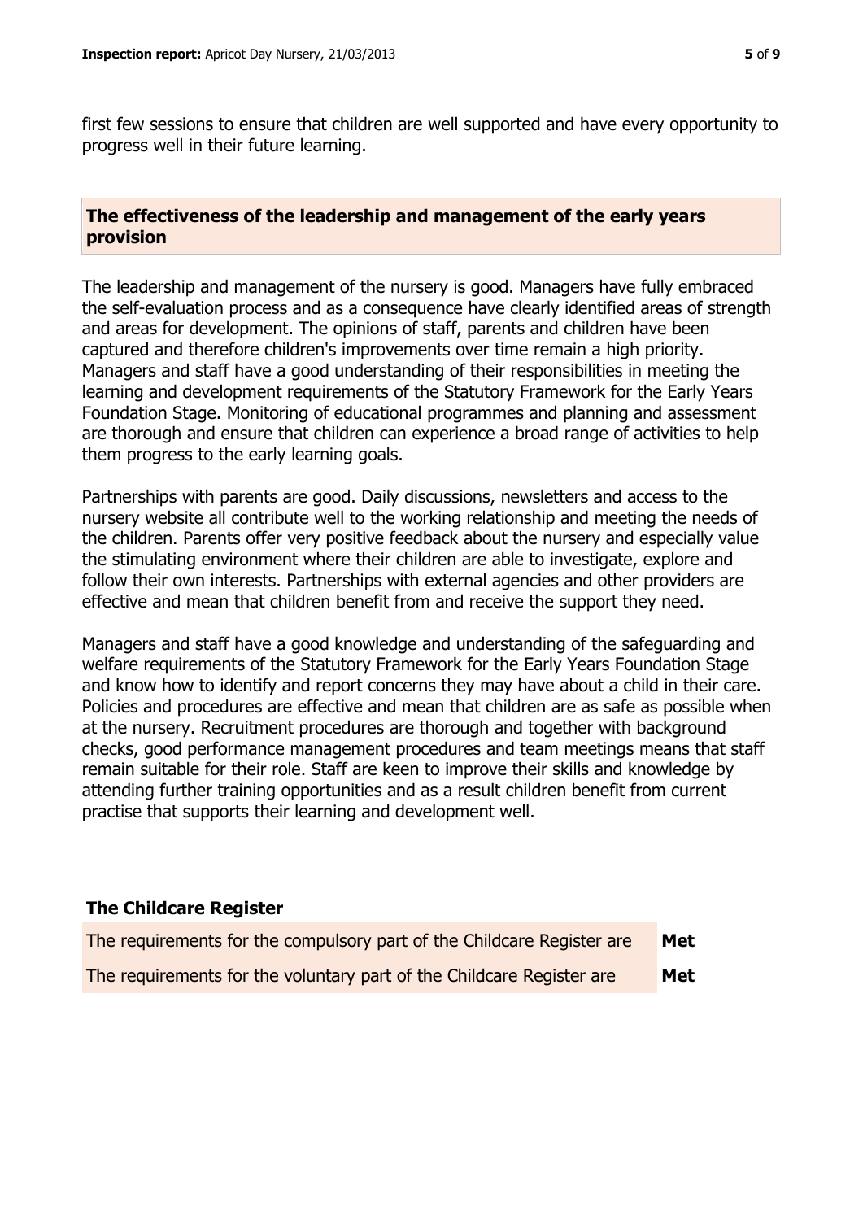first few sessions to ensure that children are well supported and have every opportunity to progress well in their future learning.

## The effectiveness of the leadership and management of the early years provision

The leadership and management of the nursery is good. Managers have fully embraced the self-evaluation process and as a consequence have clearly identified areas of strength and areas for development. The opinions of staff, parents and children have been captured and therefore children's improvements over time remain a high priority. Managers and staff have a good understanding of their responsibilities in meeting the learning and development requirements of the Statutory Framework for the Early Years Foundation Stage. Monitoring of educational programmes and planning and assessment are thorough and ensure that children can experience a broad range of activities to help them progress to the early learning goals.

Partnerships with parents are good. Daily discussions, newsletters and access to the nursery website all contribute well to the working relationship and meeting the needs of the children. Parents offer very positive feedback about the nursery and especially value the stimulating environment where their children are able to investigate, explore and follow their own interests. Partnerships with external agencies and other providers are effective and mean that children benefit from and receive the support they need.

Managers and staff have a good knowledge and understanding of the safeguarding and welfare requirements of the Statutory Framework for the Early Years Foundation Stage and know how to identify and report concerns they may have about a child in their care. Policies and procedures are effective and mean that children are as safe as possible when at the nursery. Recruitment procedures are thorough and together with background checks, good performance management procedures and team meetings means that staff remain suitable for their role. Staff are keen to improve their skills and knowledge by attending further training opportunities and as a result children benefit from current practise that supports their learning and development well.

## The Childcare Register

| | |
|---|---|
| The requirements for the compulsory part of the Childcare Register are | **Met** |
| The requirements for the voluntary part of the Childcare Register are | **Met** |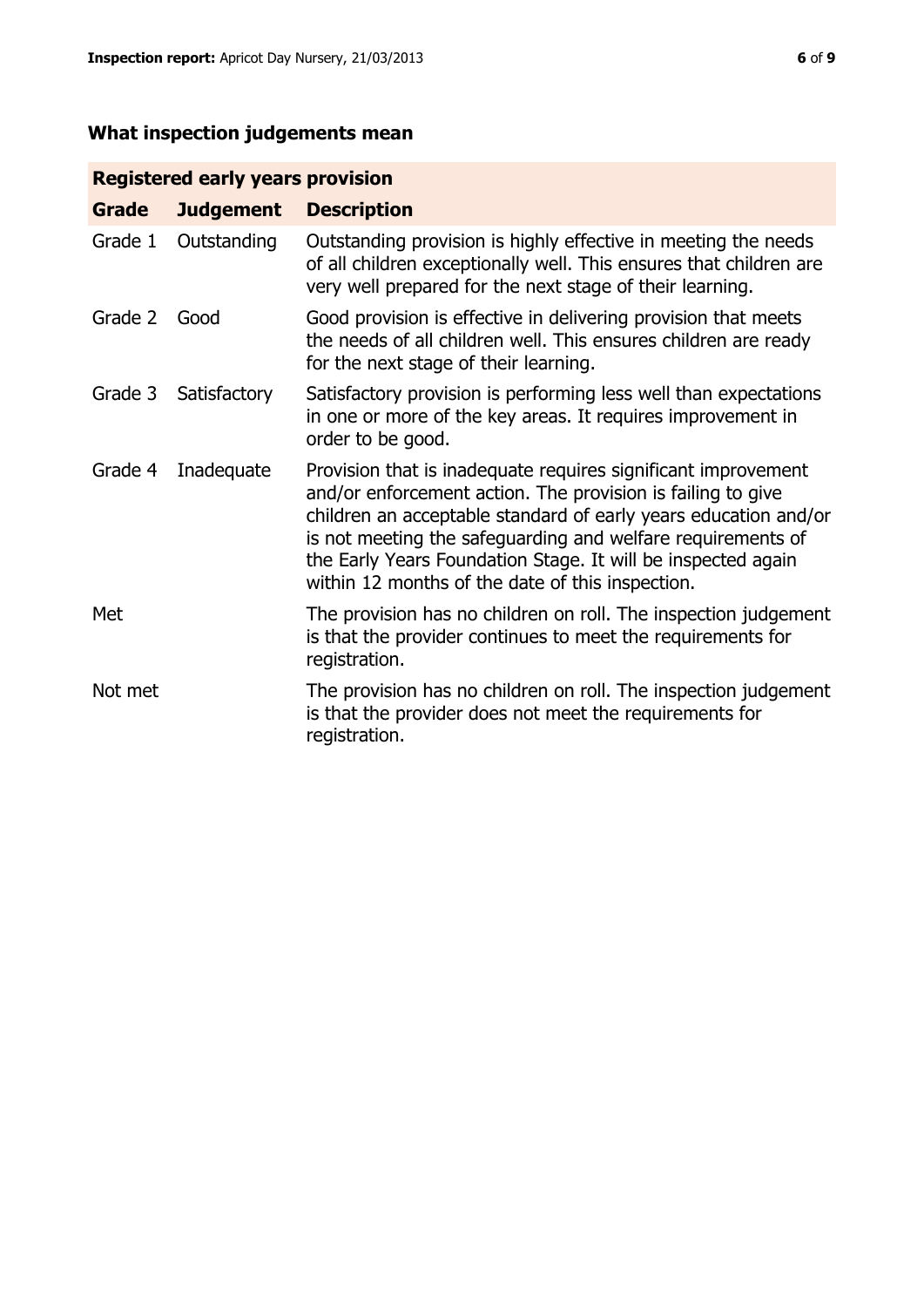## What inspection judgements mean

| Registered early years provision | | |
|---|---|---|
| **Grade** | **Judgement** | **Description** |
| Grade 1 | Outstanding | Outstanding provision is highly effective in meeting the needs of all children exceptionally well. This ensures that children are very well prepared for the next stage of their learning. |
| Grade 2 | Good | Good provision is effective in delivering provision that meets the needs of all children well. This ensures children are ready for the next stage of their learning. |
| Grade 3 | Satisfactory | Satisfactory provision is performing less well than expectations in one or more of the key areas. It requires improvement in order to be good. |
| Grade 4 | Inadequate | Provision that is inadequate requires significant improvement and/or enforcement action. The provision is failing to give children an acceptable standard of early years education and/or is not meeting the safeguarding and welfare requirements of the Early Years Foundation Stage. It will be inspected again within 12 months of the date of this inspection. |
| Met | | The provision has no children on roll. The inspection judgement is that the provider continues to meet the requirements for registration. |
| Not met | | The provision has no children on roll. The inspection judgement is that the provider does not meet the requirements for registration. |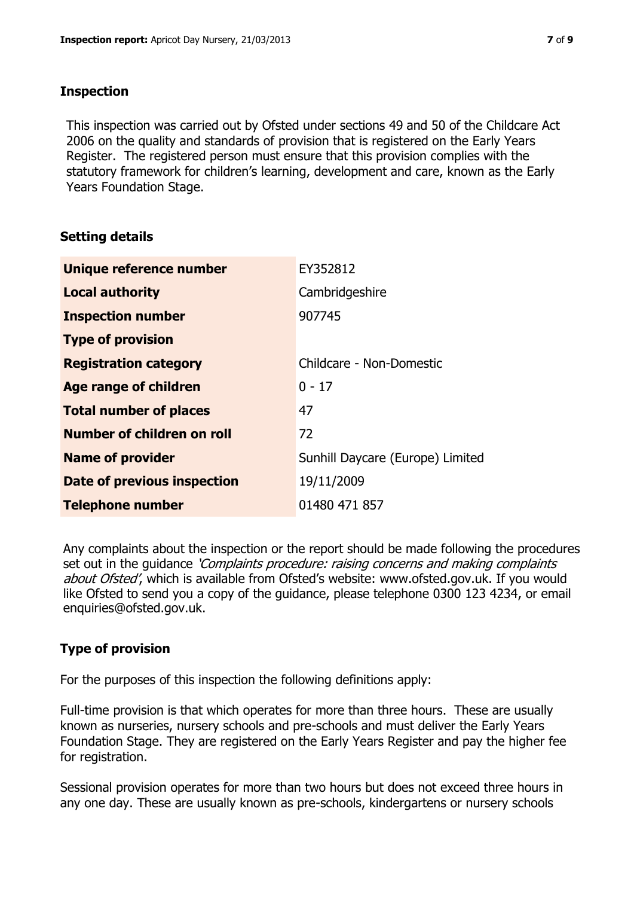## Inspection

This inspection was carried out by Ofsted under sections 49 and 50 of the Childcare Act 2006 on the quality and standards of provision that is registered on the Early Years Register. The registered person must ensure that this provision complies with the statutory framework for children's learning, development and care, known as the Early Years Foundation Stage.

## Setting details

| | |
|---|---|
| **Unique reference number** | EY352812 |
| **Local authority** | Cambridgeshire |
| **Inspection number** | 907745 |
| **Type of provision** | |
| **Registration category** | Childcare - Non-Domestic |
| **Age range of children** | 0 - 17 |
| **Total number of places** | 47 |
| **Number of children on roll** | 72 |
| **Name of provider** | Sunhill Daycare (Europe) Limited |
| **Date of previous inspection** | 19/11/2009 |
| **Telephone number** | 01480 471 857 |

Any complaints about the inspection or the report should be made following the procedures set out in the guidance *'Complaints procedure: raising concerns and making complaints about Ofsted'*, which is available from Ofsted's website: www.ofsted.gov.uk. If you would like Ofsted to send you a copy of the guidance, please telephone 0300 123 4234, or email enquiries@ofsted.gov.uk.

## Type of provision

For the purposes of this inspection the following definitions apply:

Full-time provision is that which operates for more than three hours. These are usually known as nurseries, nursery schools and pre-schools and must deliver the Early Years Foundation Stage. They are registered on the Early Years Register and pay the higher fee for registration.

Sessional provision operates for more than two hours but does not exceed three hours in any one day. These are usually known as pre-schools, kindergartens or nursery schools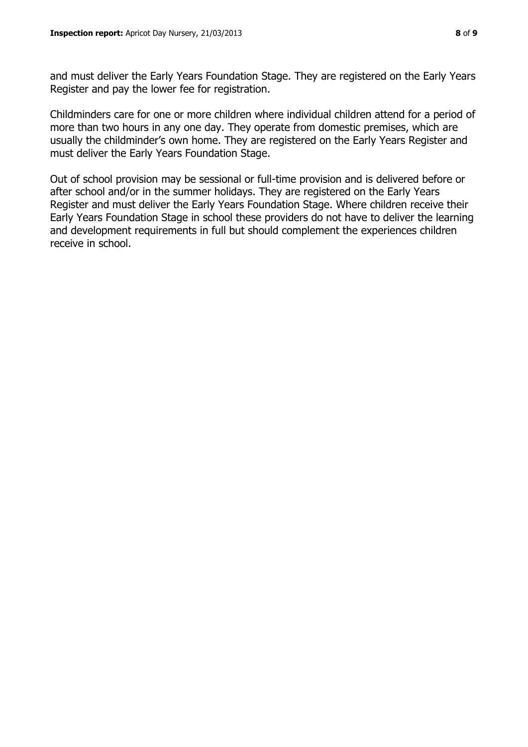and must deliver the Early Years Foundation Stage. They are registered on the Early Years Register and pay the lower fee for registration.

Childminders care for one or more children where individual children attend for a period of more than two hours in any one day. They operate from domestic premises, which are usually the childminder's own home. They are registered on the Early Years Register and must deliver the Early Years Foundation Stage.

Out of school provision may be sessional or full-time provision and is delivered before or after school and/or in the summer holidays. They are registered on the Early Years Register and must deliver the Early Years Foundation Stage. Where children receive their Early Years Foundation Stage in school these providers do not have to deliver the learning and development requirements in full but should complement the experiences children receive in school.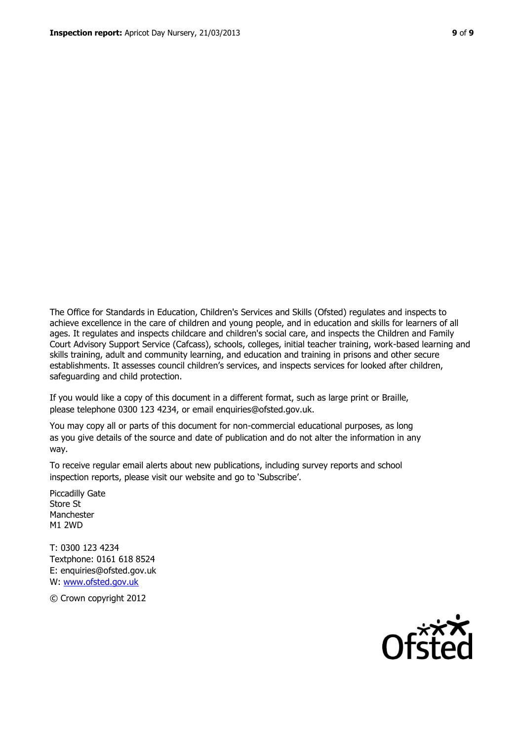The Office for Standards in Education, Children's Services and Skills (Ofsted) regulates and inspects to achieve excellence in the care of children and young people, and in education and skills for learners of all ages. It regulates and inspects childcare and children's social care, and inspects the Children and Family Court Advisory Support Service (Cafcass), schools, colleges, initial teacher training, work-based learning and skills training, adult and community learning, and education and training in prisons and other secure establishments. It assesses council children's services, and inspects services for looked after children, safeguarding and child protection.

If you would like a copy of this document in a different format, such as large print or Braille, please telephone 0300 123 4234, or email enquiries@ofsted.gov.uk.

You may copy all or parts of this document for non-commercial educational purposes, as long as you give details of the source and date of publication and do not alter the information in any way.

To receive regular email alerts about new publications, including survey reports and school inspection reports, please visit our website and go to 'Subscribe'.

Piccadilly Gate
Store St
Manchester
M1 2WD

T: 0300 123 4234
Textphone: 0161 618 8524
E: enquiries@ofsted.gov.uk
W: [www.ofsted.gov.uk](http://www.ofsted.gov.uk)

© Crown copyright 2012

Ofsted